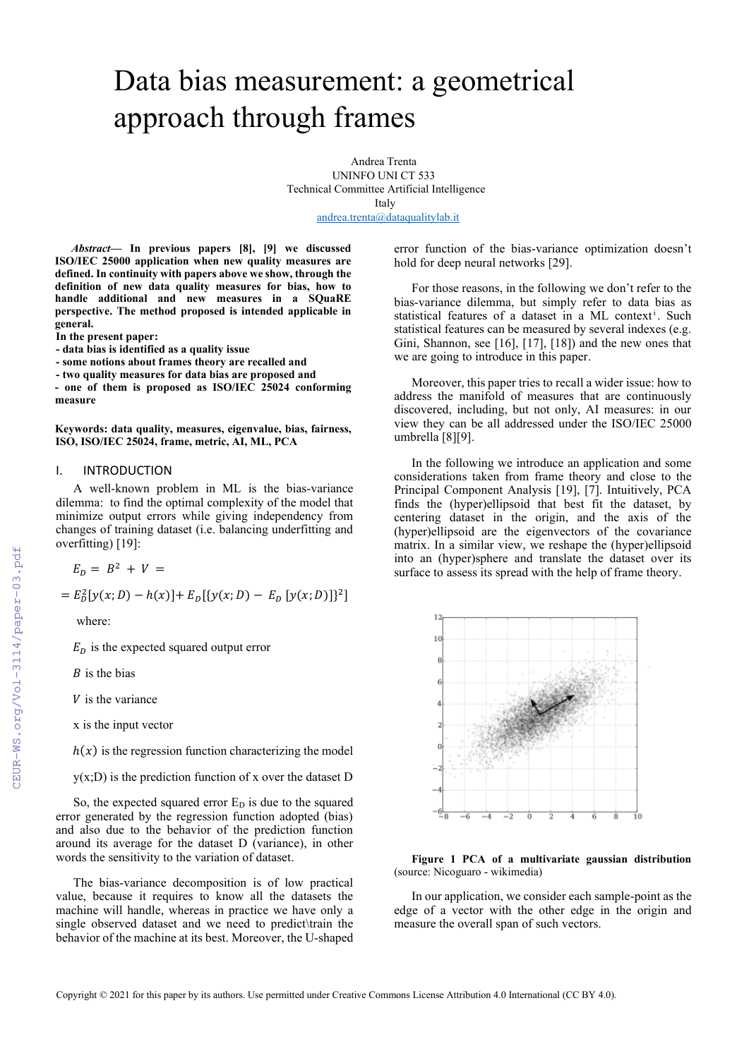# Data bias measurement: a geometrical approach through frames

Andrea Trenta
UNINFO UNI CT 533
Technical Committee Artificial Intelligence
Italy
andrea.trenta@dataqualitylab.it

***Abstract*— In previous papers [8], [9] we discussed ISO/IEC 25000 application when new quality measures are defined. In continuity with papers above we show, through the definition of new data quality measures for bias, how to handle additional and new measures in a SQuaRE perspective. The method proposed is intended applicable in general.**

**In the present paper:**

**- data bias is identified as a quality issue**

**- some notions about frames theory are recalled and**

**- two quality measures for data bias are proposed and**

**- one of them is proposed as ISO/IEC 25024 conforming measure**

**Keywords: data quality, measures, eigenvalue, bias, fairness, ISO, ISO/IEC 25024, frame, metric, AI, ML, PCA**

## I. INTRODUCTION

A well-known problem in ML is the bias-variance dilemma: to find the optimal complexity of the model that minimize output errors while giving independency from changes of training dataset (i.e. balancing underfitting and overfitting) [19]:

$$E_D = B^2 + V =$$

$$= E_D^2[y(x;D) - h(x)] + E_D[\{y(x;D) - E_D\,[y(x;D)]\}^2]$$

where:

$E_D$ is the expected squared output error

$B$ is the bias

$V$ is the variance

x is the input vector

$h(x)$ is the regression function characterizing the model

y(x;D) is the prediction function of x over the dataset D

So, the expected squared error $E_D$ is due to the squared error generated by the regression function adopted (bias) and also due to the behavior of the prediction function around its average for the dataset D (variance), in other words the sensitivity to the variation of dataset.

The bias-variance decomposition is of low practical value, because it requires to know all the datasets the machine will handle, whereas in practice we have only a single observed dataset and we need to predict\train the behavior of the machine at its best. Moreover, the U-shaped error function of the bias-variance optimization doesn't hold for deep neural networks [29].

For those reasons, in the following we don't refer to the bias-variance dilemma, but simply refer to data bias as statistical features of a dataset in a ML context[i]. Such statistical features can be measured by several indexes (e.g. Gini, Shannon, see [16], [17], [18]) and the new ones that we are going to introduce in this paper.

Moreover, this paper tries to recall a wider issue: how to address the manifold of measures that are continuously discovered, including, but not only, AI measures: in our view they can be all addressed under the ISO/IEC 25000 umbrella [8][9].

In the following we introduce an application and some considerations taken from frame theory and close to the Principal Component Analysis [19], [7]. Intuitively, PCA finds the (hyper)ellipsoid that best fit the dataset, by centering dataset in the origin, and the axis of the (hyper)ellipsoid are the eigenvectors of the covariance matrix. In a similar view, we reshape the (hyper)ellipsoid into an (hyper)sphere and translate the dataset over its surface to assess its spread with the help of frame theory.

**Figure 1 PCA of a multivariate gaussian distribution** (source: Nicoguaro - wikimedia)

In our application, we consider each sample-point as the edge of a vector with the other edge in the origin and measure the overall span of such vectors.

Copyright © 2021 for this paper by its authors. Use permitted under Creative Commons License Attribution 4.0 International (CC BY 4.0).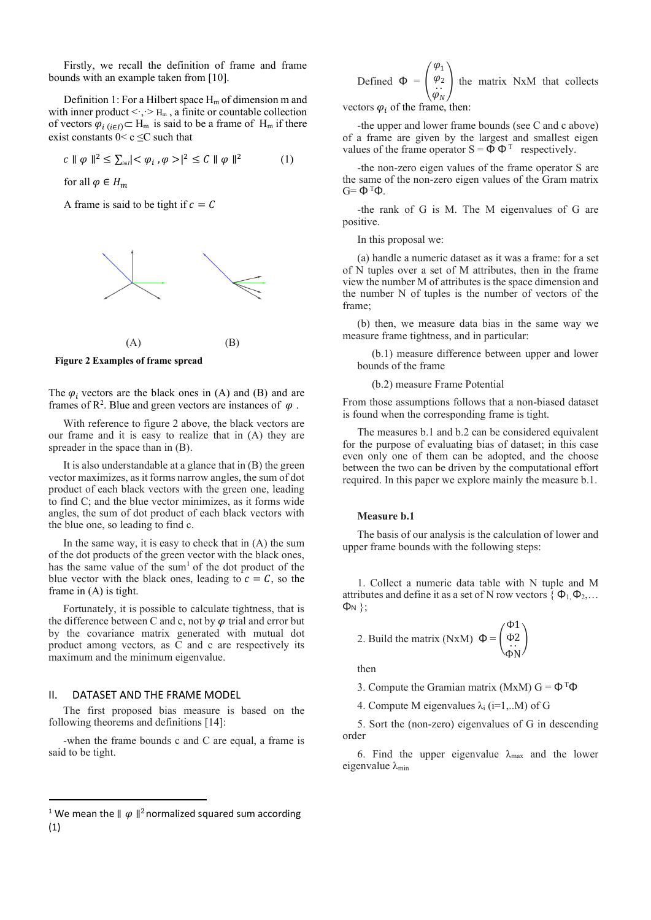Firstly, we recall the definition of frame and frame bounds with an example taken from [10].

Definition 1: For a Hilbert space $H_m$ of dimension m and with inner product $<\cdot,\cdot>_{H_m}$, a finite or countable collection of vectors $\varphi_{i\ (i\in I)} \subset H_m$ is said to be a frame of $H_m$ if there exist constants $0 < c \leq C$ such that

$$c \parallel \varphi \parallel^2 \leq \sum_{i\in I} |< \varphi_i , \varphi >|^2 \leq C \parallel \varphi \parallel^2 \qquad (1)$$

for all $\varphi \in H_m$

A frame is said to be tight if $c = C$

(A) (B)

**Figure 2 Examples of frame spread**

The $\varphi_i$ vectors are the black ones in (A) and (B) and are frames of $R^2$. Blue and green vectors are instances of $\varphi$.

With reference to figure 2 above, the black vectors are our frame and it is easy to realize that in (A) they are spreader in the space than in (B).

It is also understandable at a glance that in (B) the green vector maximizes, as it forms narrow angles, the sum of dot product of each black vectors with the green one, leading to find C; and the blue vector minimizes, as it forms wide angles, the sum of dot product of each black vectors with the blue one, so leading to find c.

In the same way, it is easy to check that in (A) the sum of the dot products of the green vector with the black ones, has the same value of the sum[1] of the dot product of the blue vector with the black ones, leading to $c = C$, so the frame in (A) is tight.

Fortunately, it is possible to calculate tightness, that is the difference between C and c, not by $\varphi$ trial and error but by the covariance matrix generated with mutual dot product among vectors, as C and c are respectively its maximum and the minimum eigenvalue.

## II. DATASET AND THE FRAME MODEL

The first proposed bias measure is based on the following theorems and definitions [14]:

-when the frame bounds c and C are equal, a frame is said to be tight.

Defined $\Phi = \begin{pmatrix} \varphi_1 \\ \varphi_2 \\ \cdots \\ \varphi_N \end{pmatrix}$ the matrix NxM that collects vectors $\varphi_i$ of the frame, then:

-the upper and lower frame bounds (see C and c above) of a frame are given by the largest and smallest eigen values of the frame operator $S = \Phi\,\Phi^T$ respectively.

-the non-zero eigen values of the frame operator S are the same of the non-zero eigen values of the Gram matrix $G = \Phi^T\Phi$.

-the rank of G is M. The M eigenvalues of G are positive.

In this proposal we:

(a) handle a numeric dataset as it was a frame: for a set of N tuples over a set of M attributes, then in the frame view the number M of attributes is the space dimension and the number N of tuples is the number of vectors of the frame;

(b) then, we measure data bias in the same way we measure frame tightness, and in particular:

(b.1) measure difference between upper and lower bounds of the frame

(b.2) measure Frame Potential

From those assumptions follows that a non-biased dataset is found when the corresponding frame is tight.

The measures b.1 and b.2 can be considered equivalent for the purpose of evaluating bias of dataset; in this case even only one of them can be adopted, and the choose between the two can be driven by the computational effort required. In this paper we explore mainly the measure b.1.

**Measure b.1**

The basis of our analysis is the calculation of lower and upper frame bounds with the following steps:

1. Collect a numeric data table with N tuple and M attributes and define it as a set of N row vectors $\{ \Phi_1, \Phi_2, \ldots \Phi_N \}$;

2. Build the matrix (NxM) $\Phi = \begin{pmatrix} \Phi 1 \\ \Phi 2 \\ \cdots \\ \Phi N \end{pmatrix}$

then

3. Compute the Gramian matrix (MxM) $G = \Phi^T\Phi$

4. Compute M eigenvalues $\lambda_i$ (i=1,..M) of G

5. Sort the (non-zero) eigenvalues of G in descending order

6. Find the upper eigenvalue $\lambda_{max}$ and the lower eigenvalue $\lambda_{min}$

---

[1] We mean the $\parallel \varphi \parallel^2$ normalized squared sum according (1)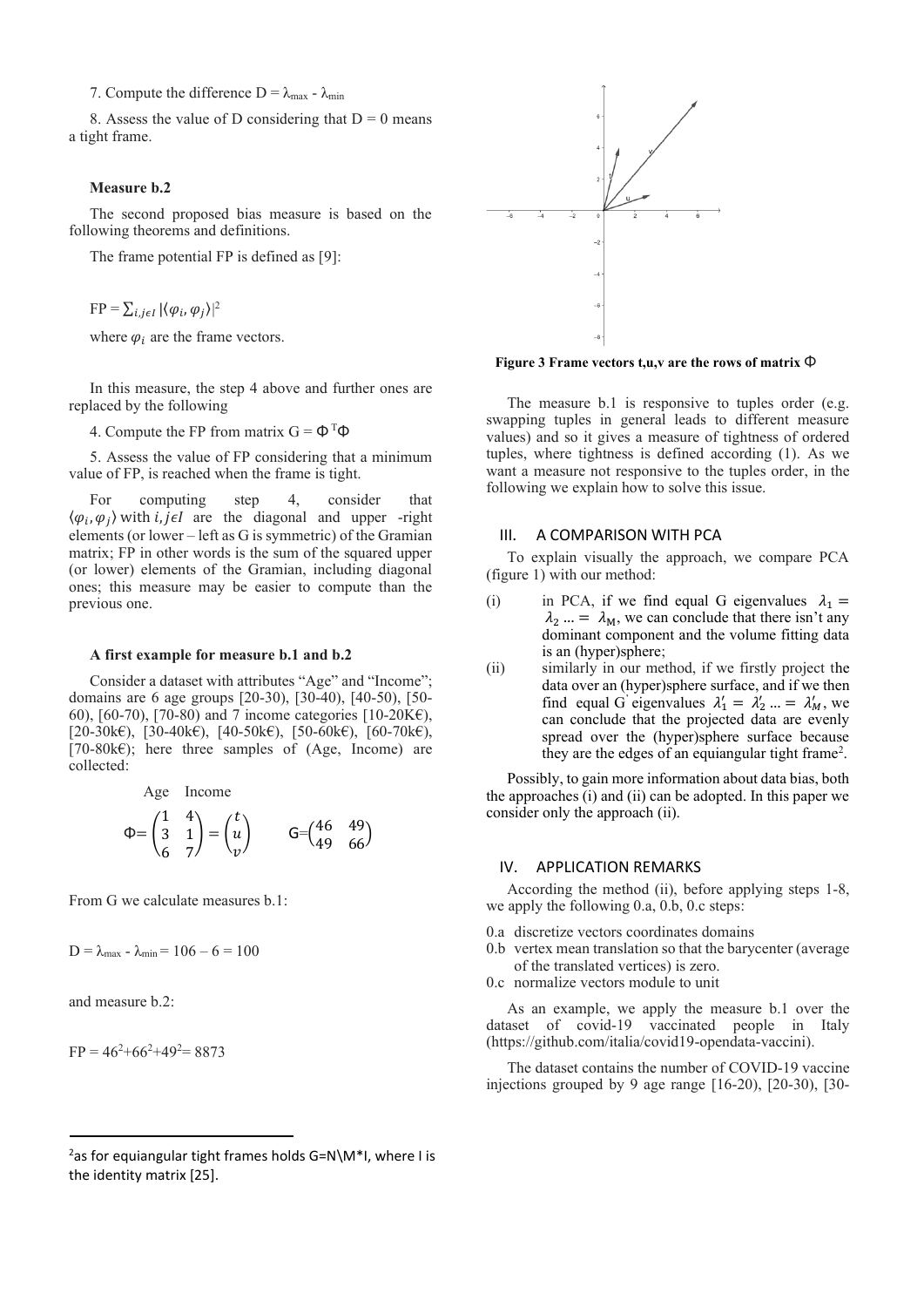7. Compute the difference D = $\lambda_{max}$ - $\lambda_{min}$

8. Assess the value of D considering that D = 0 means a tight frame.

**Measure b.2**

The second proposed bias measure is based on the following theorems and definitions.

The frame potential FP is defined as [9]:

$$FP = \sum_{i,j \epsilon I} |\langle \varphi_i, \varphi_j \rangle|^2$$

where $\varphi_i$ are the frame vectors.

In this measure, the step 4 above and further ones are replaced by the following

4. Compute the FP from matrix G = $\Phi^T \Phi$

5. Assess the value of FP considering that a minimum value of FP, is reached when the frame is tight.

For computing step 4, consider that $\langle \varphi_i, \varphi_j \rangle$ with $i, j \epsilon I$ are the diagonal and upper -right elements (or lower – left as G is symmetric) of the Gramian matrix; FP in other words is the sum of the squared upper (or lower) elements of the Gramian, including diagonal ones; this measure may be easier to compute than the previous one.

**A first example for measure b.1 and b.2**

Consider a dataset with attributes "Age" and "Income"; domains are 6 age groups [20-30), [30-40), [40-50), [50-60), [60-70), [70-80) and 7 income categories [10-20K€), [20-30k€), [30-40k€), [40-50k€), [50-60k€), [60-70k€), [70-80k€); here three samples of (Age, Income) are collected:

Age Income

$$\Phi = \begin{pmatrix} 1 & 4 \\ 3 & 1 \\ 6 & 7 \end{pmatrix} = \begin{pmatrix} t \\ u \\ v \end{pmatrix} \qquad G = \begin{pmatrix} 46 & 49 \\ 49 & 66 \end{pmatrix}$$

From G we calculate measures b.1:

D = $\lambda_{max}$ - $\lambda_{min}$ = 106 – 6 = 100

and measure b.2:

FP = $46^2$+$66^2$+$49^2$= 8873

Figure 3 Frame vectors t,u,v are the rows of matrix $\Phi$

The measure b.1 is responsive to tuples order (e.g. swapping tuples in general leads to different measure values) and so it gives a measure of tightness of ordered tuples, where tightness is defined according (1). As we want a measure not responsive to the tuples order, in the following we explain how to solve this issue.

## III. A COMPARISON WITH PCA

To explain visually the approach, we compare PCA (figure 1) with our method:

(i) in PCA, if we find equal G eigenvalues $\lambda_1 = \lambda_2 ... = \lambda_M$, we can conclude that there isn't any dominant component and the volume fitting data is an (hyper)sphere;

(ii) similarly in our method, if we firstly project the data over an (hyper)sphere surface, and if we then find equal G' eigenvalues $\lambda'_1 = \lambda'_2 ... = \lambda'_M$, we can conclude that the projected data are evenly spread over the (hyper)sphere surface because they are the edges of an equiangular tight frame[2].

Possibly, to gain more information about data bias, both the approaches (i) and (ii) can be adopted. In this paper we consider only the approach (ii).

## IV. APPLICATION REMARKS

According the method (ii), before applying steps 1-8, we apply the following 0.a, 0.b, 0.c steps:

0.a discretize vectors coordinates domains
0.b vertex mean translation so that the barycenter (average of the translated vertices) is zero.
0.c normalize vectors module to unit

As an example, we apply the measure b.1 over the dataset of covid-19 vaccinated people in Italy (https://github.com/italia/covid19-opendata-vaccini).

The dataset contains the number of COVID-19 vaccine injections grouped by 9 age range [16-20), [20-30), [30-

[2] as for equiangular tight frames holds G=N\M*I, where I is the identity matrix [25].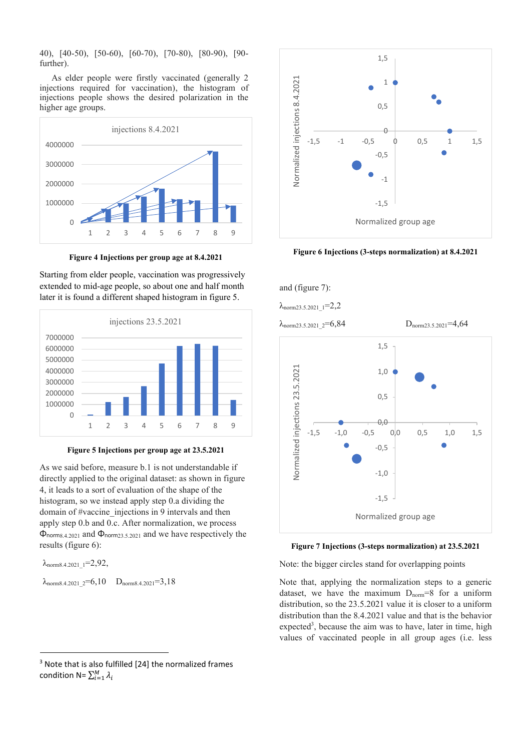40), [40-50), [50-60), [60-70), [70-80), [80-90), [90-further).

As elder people were firstly vaccinated (generally 2 injections required for vaccination), the histogram of injections people shows the desired polarization in the higher age groups.

**Figure 4 Injections per group age at 8.4.2021**

Starting from elder people, vaccination was progressively extended to mid-age people, so about one and half month later it is found a different shaped histogram in figure 5.

**Figure 5 Injections per group age at 23.5.2021**

As we said before, measure b.1 is not understandable if directly applied to the original dataset: as shown in figure 4, it leads to a sort of evaluation of the shape of the histogram, so we instead apply step 0.a dividing the domain of #vaccine_injections in 9 intervals and then apply step 0.b and 0.c. After normalization, we process $\Phi_{norm8.4.2021}$ and $\Phi_{norm23.5.2021}$ and we have respectively the results (figure 6):

$\lambda_{norm8.4.2021\_1}$=2,92,

$\lambda_{norm8.4.2021\_2}$=6,10  $D_{norm8.4.2021}$=3,18

**Figure 6 Injections (3-steps normalization) at 8.4.2021**

and (figure 7):

$\lambda_{norm23.5.2021\_1}$=2,2

$\lambda_{norm23.5.2021\_2}$=6,84  $D_{norm23.5.2021}$=4,64

**Figure 7 Injections (3-steps normalization) at 23.5.2021**

Note: the bigger circles stand for overlapping points

Note that, applying the normalization steps to a generic dataset, we have the maximum $D_{norm}$=8 for a uniform distribution, so the 23.5.2021 value it is closer to a uniform distribution than the 8.4.2021 value and that is the behavior expected[3], because the aim was to have, later in time, high values of vaccinated people in all group ages (i.e. less

[3] Note that is also fulfilled [24] the normalized frames condition $N=\sum_{i=1}^{M}\lambda_i$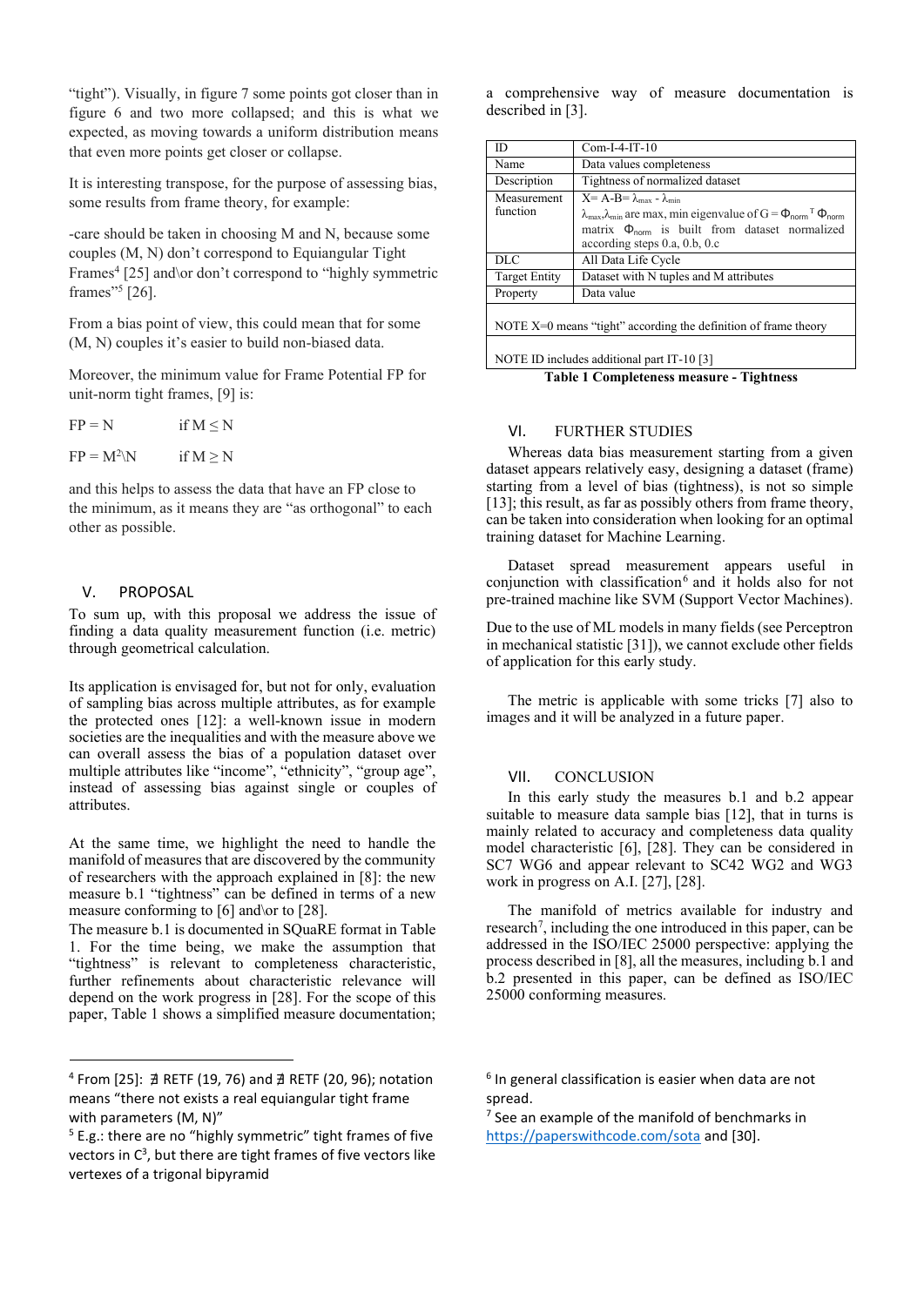"tight"). Visually, in figure 7 some points got closer than in figure 6 and two more collapsed; and this is what we expected, as moving towards a uniform distribution means that even more points get closer or collapse.

It is interesting transpose, for the purpose of assessing bias, some results from frame theory, for example:

-care should be taken in choosing M and N, because some couples (M, N) don't correspond to Equiangular Tight Frames[4] [25] and\or don't correspond to "highly symmetric frames"[5] [26].

From a bias point of view, this could mean that for some (M, N) couples it's easier to build non-biased data.

Moreover, the minimum value for Frame Potential FP for unit-norm tight frames, [9] is:

FP = N if $M \leq N$

FP = $M^2$\N if $M \geq N$

and this helps to assess the data that have an FP close to the minimum, as it means they are "as orthogonal" to each other as possible.

## V. PROPOSAL

To sum up, with this proposal we address the issue of finding a data quality measurement function (i.e. metric) through geometrical calculation.

Its application is envisaged for, but not for only, evaluation of sampling bias across multiple attributes, as for example the protected ones [12]: a well-known issue in modern societies are the inequalities and with the measure above we can overall assess the bias of a population dataset over multiple attributes like "income", "ethnicity", "group age", instead of assessing bias against single or couples of attributes.

At the same time, we highlight the need to handle the manifold of measures that are discovered by the community of researchers with the approach explained in [8]: the new measure b.1 "tightness" can be defined in terms of a new measure conforming to [6] and\or to [28].

The measure b.1 is documented in SQuaRE format in Table 1. For the time being, we make the assumption that "tightness" is relevant to completeness characteristic, further refinements about characteristic relevance will depend on the work progress in [28]. For the scope of this paper, Table 1 shows a simplified measure documentation; a comprehensive way of measure documentation is described in [3].

| ID | Com-I-4-IT-10 |
|---|---|
| Name | Data values completeness |
| Description | Tightness of normalized dataset |
| Measurement function | $X = A - B = \lambda_{max} - \lambda_{min}$<br>$\lambda_{max}, \lambda_{min}$ are max, min eigenvalue of $G = \Phi_{norm}^T \Phi_{norm}$ matrix $\Phi_{norm}$ is built from dataset normalized according steps 0.a, 0.b, 0.c |
| DLC | All Data Life Cycle |
| Target Entity | Dataset with N tuples and M attributes |
| Property | Data value |
| NOTE X=0 means "tight" according the definition of frame theory | |
| NOTE ID includes additional part IT-10 [3] | |

**Table 1 Completeness measure - Tightness**

## VI. FURTHER STUDIES

Whereas data bias measurement starting from a given dataset appears relatively easy, designing a dataset (frame) starting from a level of bias (tightness), is not so simple [13]; this result, as far as possibly others from frame theory, can be taken into consideration when looking for an optimal training dataset for Machine Learning.

Dataset spread measurement appears useful in conjunction with classification[6] and it holds also for not pre-trained machine like SVM (Support Vector Machines).

Due to the use of ML models in many fields (see Perceptron in mechanical statistic [31]), we cannot exclude other fields of application for this early study.

The metric is applicable with some tricks [7] also to images and it will be analyzed in a future paper.

## VII. CONCLUSION

In this early study the measures b.1 and b.2 appear suitable to measure data sample bias [12], that in turns is mainly related to accuracy and completeness data quality model characteristic [6], [28]. They can be considered in SC7 WG6 and appear relevant to SC42 WG2 and WG3 work in progress on A.I. [27], [28].

The manifold of metrics available for industry and research[7], including the one introduced in this paper, can be addressed in the ISO/IEC 25000 perspective: applying the process described in [8], all the measures, including b.1 and b.2 presented in this paper, can be defined as ISO/IEC 25000 conforming measures.

---

[4] From [25]: ∄ RETF (19, 76) and ∄ RETF (20, 96); notation means "there not exists a real equiangular tight frame with parameters (M, N)"

[5] E.g.: there are no "highly symmetric" tight frames of five vectors in $C^3$, but there are tight frames of five vectors like vertexes of a trigonal bipyramid

[6] In general classification is easier when data are not spread.

[7] See an example of the manifold of benchmarks in https://paperswithcode.com/sota and [30].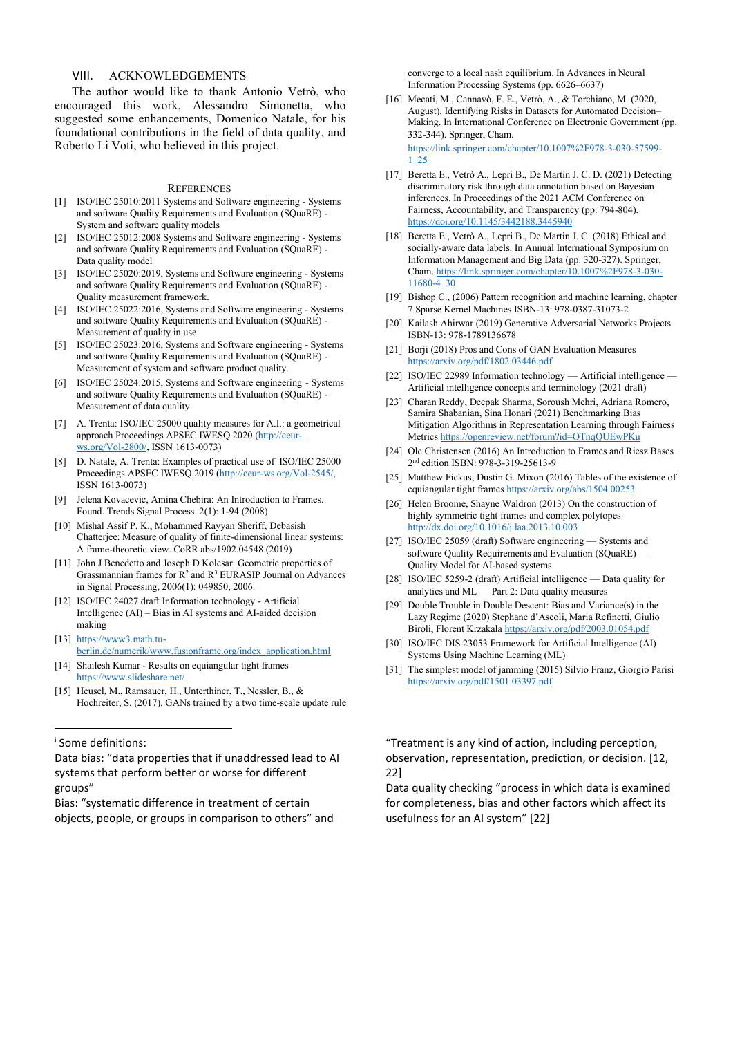## VIII. ACKNOWLEDGEMENTS

The author would like to thank Antonio Vetrò, who encouraged this work, Alessandro Simonetta, who suggested some enhancements, Domenico Natale, for his foundational contributions in the field of data quality, and Roberto Li Voti, who believed in this project.

## REFERENCES

[1] ISO/IEC 25010:2011 Systems and Software engineering - Systems and software Quality Requirements and Evaluation (SQuaRE) - System and software quality models

[2] ISO/IEC 25012:2008 Systems and Software engineering - Systems and software Quality Requirements and Evaluation (SQuaRE) - Data quality model

[3] ISO/IEC 25020:2019, Systems and Software engineering - Systems and software Quality Requirements and Evaluation (SQuaRE) - Quality measurement framework.

[4] ISO/IEC 25022:2016, Systems and Software engineering - Systems and software Quality Requirements and Evaluation (SQuaRE) - Measurement of quality in use.

[5] ISO/IEC 25023:2016, Systems and Software engineering - Systems and software Quality Requirements and Evaluation (SQuaRE) - Measurement of system and software product quality.

[6] ISO/IEC 25024:2015, Systems and Software engineering - Systems and software Quality Requirements and Evaluation (SQuaRE) - Measurement of data quality

[7] A. Trenta: ISO/IEC 25000 quality measures for A.I.: a geometrical approach Proceedings APSEC IWESQ 2020 (http://ceur-ws.org/Vol-2800/, ISSN 1613-0073)

[8] D. Natale, A. Trenta: Examples of practical use of ISO/IEC 25000 Proceedings APSEC IWESQ 2019 (http://ceur-ws.org/Vol-2545/, ISSN 1613-0073)

[9] Jelena Kovacevic, Amina Chebira: An Introduction to Frames. Found. Trends Signal Process. 2(1): 1-94 (2008)

[10] Mishal Assif P. K., Mohammed Rayyan Sheriff, Debasish Chatterjee: Measure of quality of finite-dimensional linear systems: A frame-theoretic view. CoRR abs/1902.04548 (2019)

[11] John J Benedetto and Joseph D Kolesar. Geometric properties of Grassmannian frames for $R^2$ and $R^3$ EURASIP Journal on Advances in Signal Processing, 2006(1): 049850, 2006.

[12] ISO/IEC 24027 draft Information technology - Artificial Intelligence (AI) – Bias in AI systems and AI-aided decision making

[13] https://www3.math.tu-berlin.de/numerik/www.fusionframe.org/index_application.html

[14] Shailesh Kumar - Results on equiangular tight frames https://www.slideshare.net/

[15] Heusel, M., Ramsauer, H., Unterthiner, T., Nessler, B., & Hochreiter, S. (2017). GANs trained by a two time-scale update rule converge to a local nash equilibrium. In Advances in Neural Information Processing Systems (pp. 6626–6637)

[16] Mecati, M., Cannavò, F. E., Vetrò, A., & Torchiano, M. (2020, August). Identifying Risks in Datasets for Automated Decision–Making. In International Conference on Electronic Government (pp. 332-344). Springer, Cham. https://link.springer.com/chapter/10.1007%2F978-3-030-57599-1_25

[17] Beretta E., Vetrò A., Lepri B., De Martin J. C. D. (2021) Detecting discriminatory risk through data annotation based on Bayesian inferences. In Proceedings of the 2021 ACM Conference on Fairness, Accountability, and Transparency (pp. 794-804). https://doi.org/10.1145/3442188.3445940

[18] Beretta E., Vetrò A., Lepri B., De Martin J. C. (2018) Ethical and socially-aware data labels. In Annual International Symposium on Information Management and Big Data (pp. 320-327). Springer, Cham. https://link.springer.com/chapter/10.1007%2F978-3-030-11680-4_30

[19] Bishop C., (2006) Pattern recognition and machine learning, chapter 7 Sparse Kernel Machines ISBN-13: 978-0387-31073-2

[20] Kailash Ahirwar (2019) Generative Adversarial Networks Projects ISBN-13: 978-1789136678

[21] Borji (2018) Pros and Cons of GAN Evaluation Measures https://arxiv.org/pdf/1802.03446.pdf

[22] ISO/IEC 22989 Information technology — Artificial intelligence — Artificial intelligence concepts and terminology (2021 draft)

[23] Charan Reddy, Deepak Sharma, Soroush Mehri, Adriana Romero, Samira Shabanian, Sina Honari (2021) Benchmarking Bias Mitigation Algorithms in Representation Learning through Fairness Metrics https://openreview.net/forum?id=OTnqQUEwPKu

[24] Ole Christensen (2016) An Introduction to Frames and Riesz Bases 2nd edition ISBN: 978-3-319-25613-9

[25] Matthew Fickus, Dustin G. Mixon (2016) Tables of the existence of equiangular tight frames https://arxiv.org/abs/1504.00253

[26] Helen Broome, Shayne Waldron (2013) On the construction of highly symmetric tight frames and complex polytopes http://dx.doi.org/10.1016/j.laa.2013.10.003

[27] ISO/IEC 25059 (draft) Software engineering — Systems and software Quality Requirements and Evaluation (SQuaRE) — Quality Model for AI-based systems

[28] ISO/IEC 5259-2 (draft) Artificial intelligence — Data quality for analytics and ML — Part 2: Data quality measures

[29] Double Trouble in Double Descent: Bias and Variance(s) in the Lazy Regime (2020) Stephane d'Ascoli, Maria Refinetti, Giulio Biroli, Florent Krzakala https://arxiv.org/pdf/2003.01054.pdf

[30] ISO/IEC DIS 23053 Framework for Artificial Intelligence (AI) Systems Using Machine Learning (ML)

[31] The simplest model of jamming (2015) Silvio Franz, Giorgio Parisi https://arxiv.org/pdf/1501.03397.pdf

---

[i] Some definitions:

Data bias: "data properties that if unaddressed lead to AI systems that perform better or worse for different groups"

Bias: "systematic difference in treatment of certain objects, people, or groups in comparison to others" and "Treatment is any kind of action, including perception, observation, representation, prediction, or decision. [12, 22]

Data quality checking "process in which data is examined for completeness, bias and other factors which affect its usefulness for an AI system" [22]